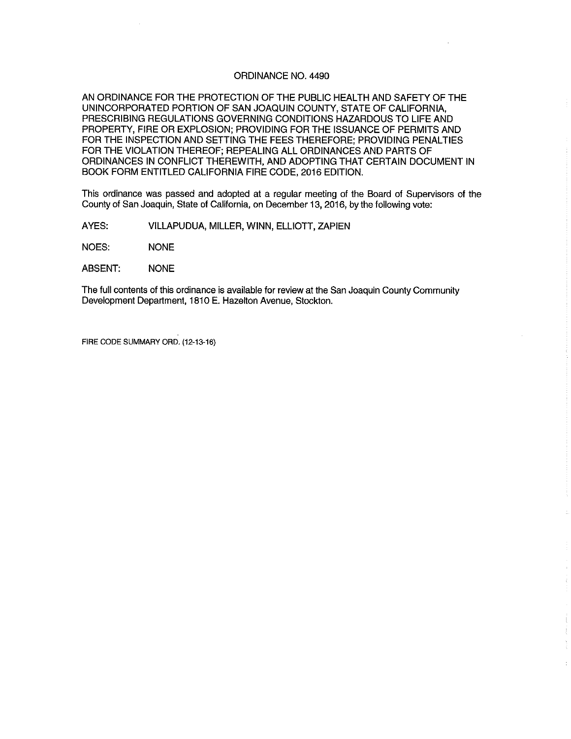# ORDINANCE NO. 4490

AN ORDINANCE FOR THE PROTECTION OF THE PUBLIC HEALTH AND SAFETY OF THE UNINCORPORATED PORTION OF SAN JOAQUIN COUNTY, STATE OF CALIFORNIA, PRESCRIBING REGULATIONS GOVERNING CONDITIONS HAZARDOUS TO LIFE AND PROPERTY, FIRE OR EXPLOSION; PROVIDING FOR THE ISSUANCE OF PERMITS AND FOR THE INSPECTION AND SETTING THE FEES THEREFORE; PROVIDING PENALTIES FOR THE VIOLATION THEREOF; REPEALING ALL ORDINANCES AND PARTS OF ORDINANCES IN CONFLICT THEREWITH, AND ADOPTING THAT CERTAIN DOCUMENT IN BOOK FORM ENTITLED CALIFORNIA FIRE CODE, 2016 EDITION.

This ordinance was passed and adopted at a regular meeting of the Board of Supervisors of the County of San Joaquin, State of California, on December 13, 2016, by the following vote:

AYES: VILLAPUDUA, MILLER, WINN, ELLIOTT, ZAPIEN

NOES: NONE

ABSENT: NONE

The full contents of this ordinance is available for review at the San Joaquin County Community Development Department, 1810 E. Hazelton Avenue, Stockton.

FIRE CODE SUMMARY ORD. (12-13-16)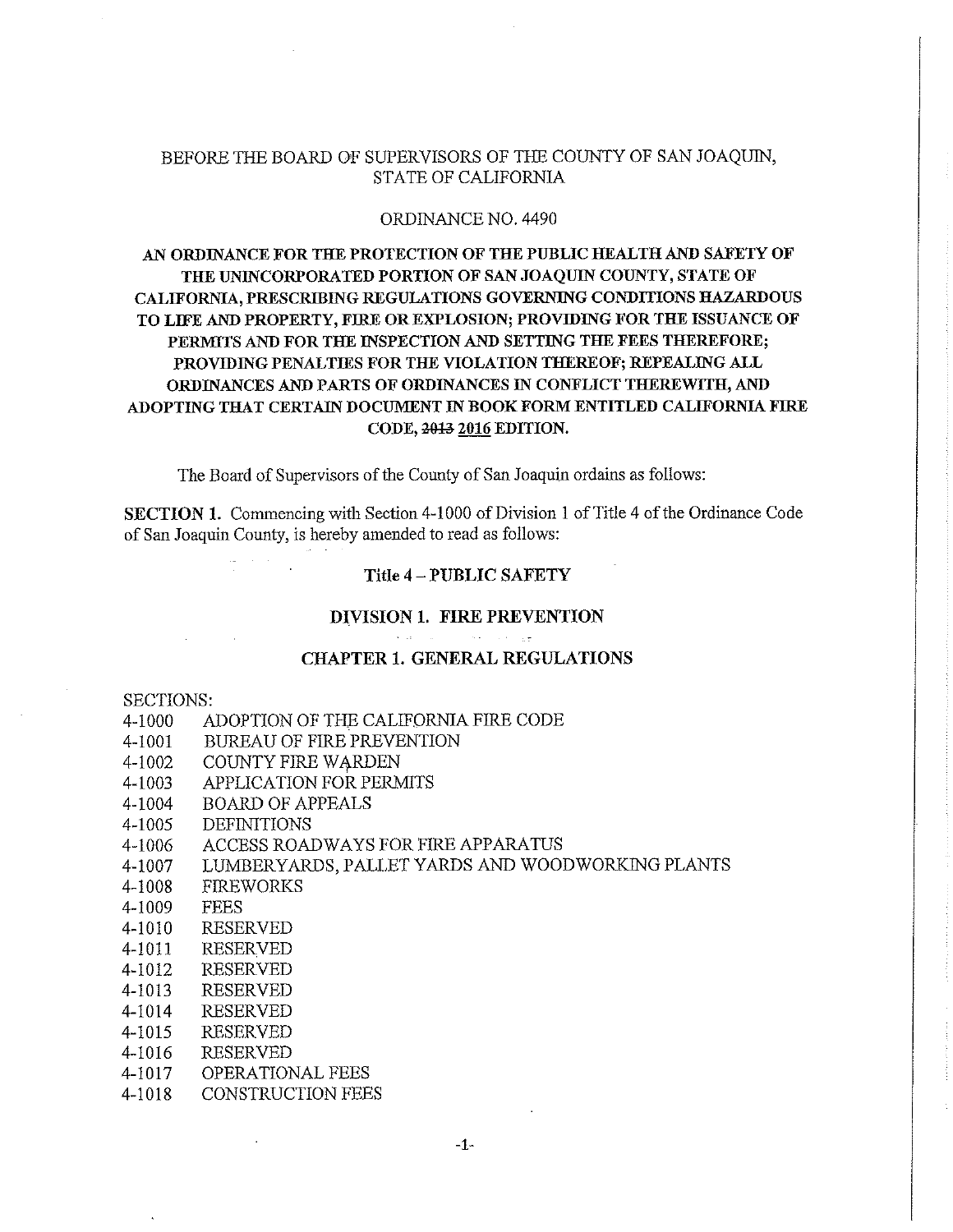BEFORE THE BOARD OF SUPERVISORS OF THE COUNTY OF SAN JOAQUIN, STATE OF CALIFORNIA

ORDINANCE NO. 4490

**AN ORDINANCE FOR THE PROTECTION OF THE PUBLIC HEALTH AND SAFETY OF THE UNINCORPORATED PORTION OF SAN JOAQUIN COUNTY, STATE OF CALIFORNIA, PRESCRIBING REGULATIONS GOVERNING CONDITIONS HAZARDOUS TO LIFE AND PROPERTY, FIRE OR EXPLOSION; PROVIDING FOR THE ISSUANCE OF PERMITS AND FOR THE INSPECTION AND SETTING THE FEES THEREFORE; PROVIDING PENALTIES FOR THE VIOLATION THEREOF; REPEALING ALL ORDINANCES AND PARTS OF ORDINANCES IN CONFLICT THEREWITH, AND ADOPTING THAT CERTAIN DOCUMENT IN BOOK FORM ENTITLED CALIFORNIA FIRE CODE, ~~2013~~ 2016 EDITION.**

The Board of Supervisors of the County of San Joaquin ordains as follows:

**SECTION 1.** Commencing with Section 4-1000 of Division 1 of Title 4 of the Ordinance Code of San Joaquin County, is hereby amended to read as follows:

## Title 4 – PUBLIC SAFETY

## DIVISION 1. FIRE PREVENTION

### CHAPTER 1. GENERAL REGULATIONS

SECTIONS:

4-1000 ADOPTION OF THE CALIFORNIA FIRE CODE
4-1001 BUREAU OF FIRE PREVENTION
4-1002 COUNTY FIRE WARDEN
4-1003 APPLICATION FOR PERMITS
4-1004 BOARD OF APPEALS
4-1005 DEFINITIONS
4-1006 ACCESS ROADWAYS FOR FIRE APPARATUS
4-1007 LUMBERYARDS, PALLET YARDS AND WOODWORKING PLANTS
4-1008 FIREWORKS
4-1009 FEES
4-1010 RESERVED
4-1011 RESERVED
4-1012 RESERVED
4-1013 RESERVED
4-1014 RESERVED
4-1015 RESERVED
4-1016 RESERVED
4-1017 OPERATIONAL FEES
4-1018 CONSTRUCTION FEES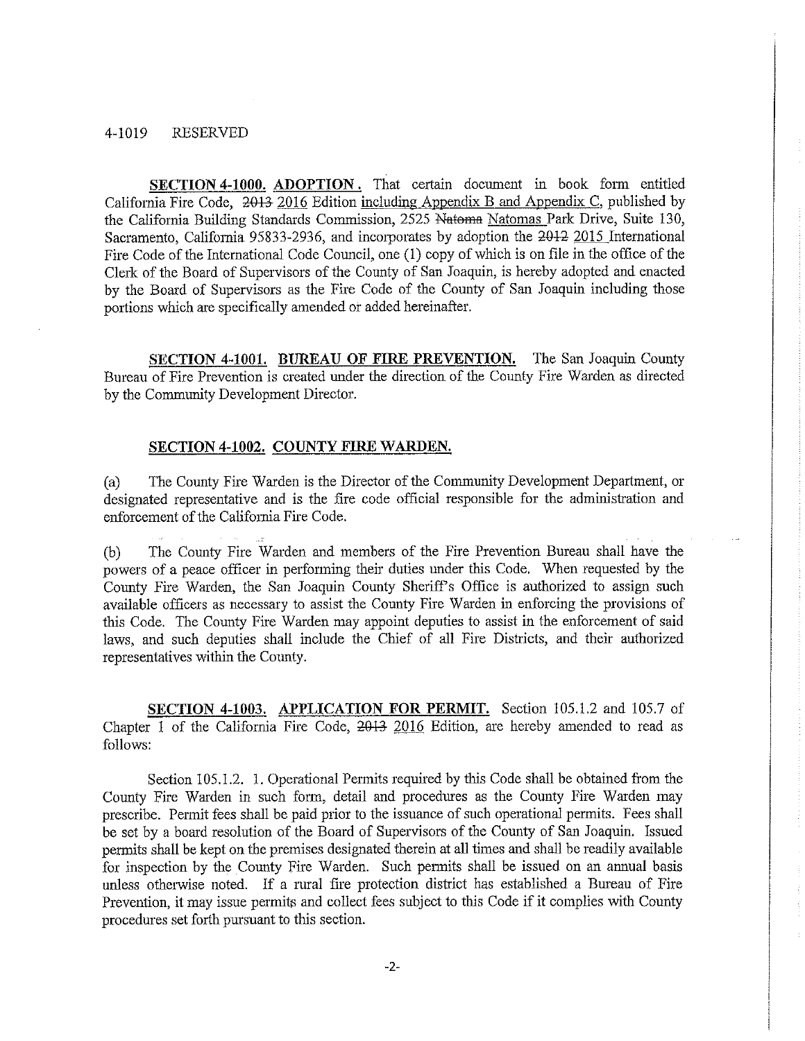4-1019 RESERVED

**SECTION 4-1000. ADOPTION.** That certain document in book form entitled California Fire Code, ~~2013~~ 2016 Edition including Appendix B and Appendix C, published by the California Building Standards Commission, 2525 ~~Natoma~~ Natomas Park Drive, Suite 130, Sacramento, California 95833-2936, and incorporates by adoption the ~~2012~~ 2015 International Fire Code of the International Code Council, one (1) copy of which is on file in the office of the Clerk of the Board of Supervisors of the County of San Joaquin, is hereby adopted and enacted by the Board of Supervisors as the Fire Code of the County of San Joaquin including those portions which are specifically amended or added hereinafter.

**SECTION 4-1001. BUREAU OF FIRE PREVENTION.** The San Joaquin County Bureau of Fire Prevention is created under the direction of the County Fire Warden as directed by the Community Development Director.

**SECTION 4-1002. COUNTY FIRE WARDEN.**

(a) The County Fire Warden is the Director of the Community Development Department, or designated representative and is the fire code official responsible for the administration and enforcement of the California Fire Code.

(b) The County Fire Warden and members of the Fire Prevention Bureau shall have the powers of a peace officer in performing their duties under this Code. When requested by the County Fire Warden, the San Joaquin County Sheriff's Office is authorized to assign such available officers as necessary to assist the County Fire Warden in enforcing the provisions of this Code. The County Fire Warden may appoint deputies to assist in the enforcement of said laws, and such deputies shall include the Chief of all Fire Districts, and their authorized representatives within the County.

**SECTION 4-1003. APPLICATION FOR PERMIT.** Section 105.1.2 and 105.7 of Chapter 1 of the California Fire Code, ~~2013~~ 2016 Edition, are hereby amended to read as follows:

Section 105.1.2. 1. Operational Permits required by this Code shall be obtained from the County Fire Warden in such form, detail and procedures as the County Fire Warden may prescribe. Permit fees shall be paid prior to the issuance of such operational permits. Fees shall be set by a board resolution of the Board of Supervisors of the County of San Joaquin. Issued permits shall be kept on the premises designated therein at all times and shall be readily available for inspection by the County Fire Warden. Such permits shall be issued on an annual basis unless otherwise noted. If a rural fire protection district has established a Bureau of Fire Prevention, it may issue permits and collect fees subject to this Code if it complies with County procedures set forth pursuant to this section.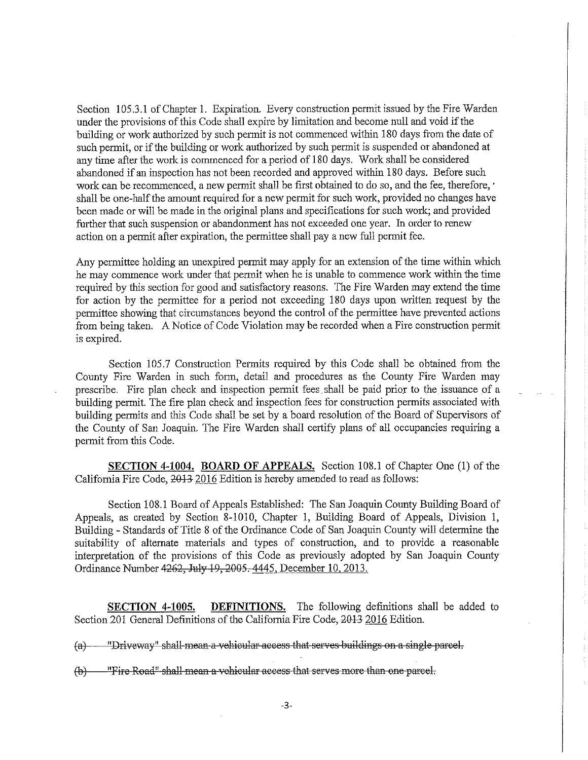Section 105.3.1 of Chapter 1. Expiration. Every construction permit issued by the Fire Warden under the provisions of this Code shall expire by limitation and become null and void if the building or work authorized by such permit is not commenced within 180 days from the date of such permit, or if the building or work authorized by such permit is suspended or abandoned at any time after the work is commenced for a period of 180 days. Work shall be considered abandoned if an inspection has not been recorded and approved within 180 days. Before such work can be recommenced, a new permit shall be first obtained to do so, and the fee, therefore, shall be one-half the amount required for a new permit for such work, provided no changes have been made or will be made in the original plans and specifications for such work; and provided further that such suspension or abandonment has not exceeded one year. In order to renew action on a permit after expiration, the permittee shall pay a new full permit fee.

Any permittee holding an unexpired permit may apply for an extension of the time within which he may commence work under that permit when he is unable to commence work within the time required by this section for good and satisfactory reasons. The Fire Warden may extend the time for action by the permittee for a period not exceeding 180 days upon written request by the permittee showing that circumstances beyond the control of the permittee have prevented actions from being taken. A Notice of Code Violation may be recorded when a Fire construction permit is expired.

Section 105.7 Construction Permits required by this Code shall be obtained from the County Fire Warden in such form, detail and procedures as the County Fire Warden may prescribe. Fire plan check and inspection permit fees shall be paid prior to the issuance of a building permit. The fire plan check and inspection fees for construction permits associated with building permits and this Code shall be set by a board resolution of the Board of Supervisors of the County of San Joaquin. The Fire Warden shall certify plans of all occupancies requiring a permit from this Code.

**SECTION 4-1004. BOARD OF APPEALS.** Section 108.1 of Chapter One (1) of the California Fire Code, ~~2013~~ 2016 Edition is hereby amended to read as follows:

Section 108.1 Board of Appeals Established: The San Joaquin County Building Board of Appeals, as created by Section 8-1010, Chapter 1, Building Board of Appeals, Division 1, Building - Standards of Title 8 of the Ordinance Code of San Joaquin County will determine the suitability of alternate materials and types of construction, and to provide a reasonable interpretation of the provisions of this Code as previously adopted by San Joaquin County Ordinance Number ~~4262, July 19, 2005.~~ 4445, December 10, 2013.

**SECTION 4-1005. DEFINITIONS.** The following definitions shall be added to Section 201 General Definitions of the California Fire Code, ~~2013~~ 2016 Edition.

~~(a) "Driveway" shall mean a vehicular access that serves buildings on a single parcel.~~

~~(b) "Fire Road" shall mean a vehicular access that serves more than one parcel.~~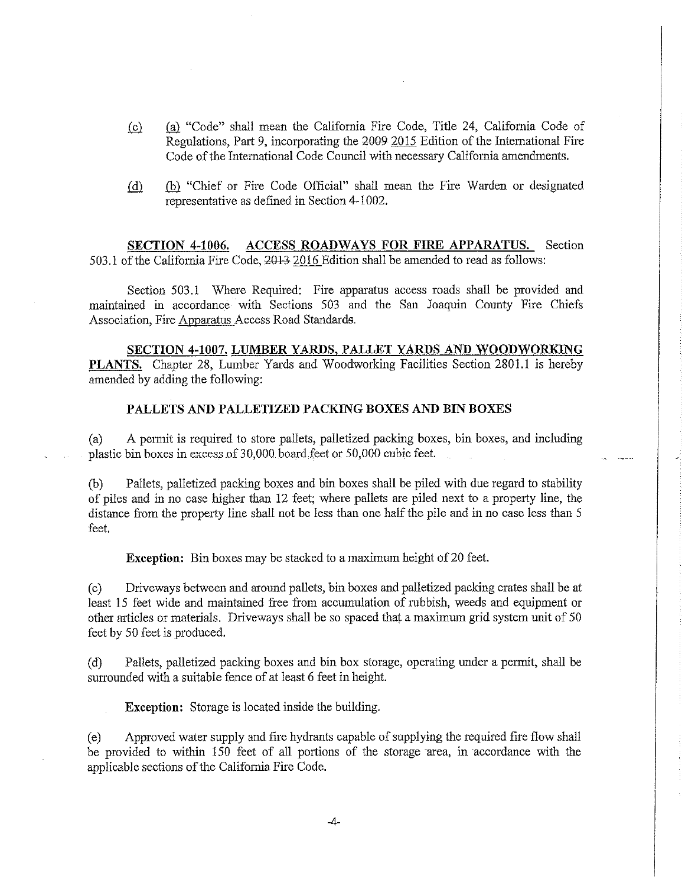(c) (a) "Code" shall mean the California Fire Code, Title 24, California Code of Regulations, Part 9, incorporating the 2009 2015 Edition of the International Fire Code of the International Code Council with necessary California amendments.

(d) (b) "Chief or Fire Code Official" shall mean the Fire Warden or designated representative as defined in Section 4-1002.

**SECTION 4-1006. ACCESS ROADWAYS FOR FIRE APPARATUS.** Section 503.1 of the California Fire Code, 2013 2016 Edition shall be amended to read as follows:

Section 503.1 Where Required: Fire apparatus access roads shall be provided and maintained in accordance with Sections 503 and the San Joaquin County Fire Chiefs Association, Fire Apparatus Access Road Standards.

**SECTION 4-1007. LUMBER YARDS, PALLET YARDS AND WOODWORKING PLANTS.** Chapter 28, Lumber Yards and Woodworking Facilities Section 2801.1 is hereby amended by adding the following:

**PALLETS AND PALLETIZED PACKING BOXES AND BIN BOXES**

(a) A permit is required to store pallets, palletized packing boxes, bin boxes, and including plastic bin boxes in excess of 30,000 board feet or 50,000 cubic feet.

(b) Pallets, palletized packing boxes and bin boxes shall be piled with due regard to stability of piles and in no case higher than 12 feet; where pallets are piled next to a property line, the distance from the property line shall not be less than one half the pile and in no case less than 5 feet.

**Exception:** Bin boxes may be stacked to a maximum height of 20 feet.

(c) Driveways between and around pallets, bin boxes and palletized packing crates shall be at least 15 feet wide and maintained free from accumulation of rubbish, weeds and equipment or other articles or materials. Driveways shall be so spaced that a maximum grid system unit of 50 feet by 50 feet is produced.

(d) Pallets, palletized packing boxes and bin box storage, operating under a permit, shall be surrounded with a suitable fence of at least 6 feet in height.

**Exception:** Storage is located inside the building.

(e) Approved water supply and fire hydrants capable of supplying the required fire flow shall be provided to within 150 feet of all portions of the storage area, in accordance with the applicable sections of the California Fire Code.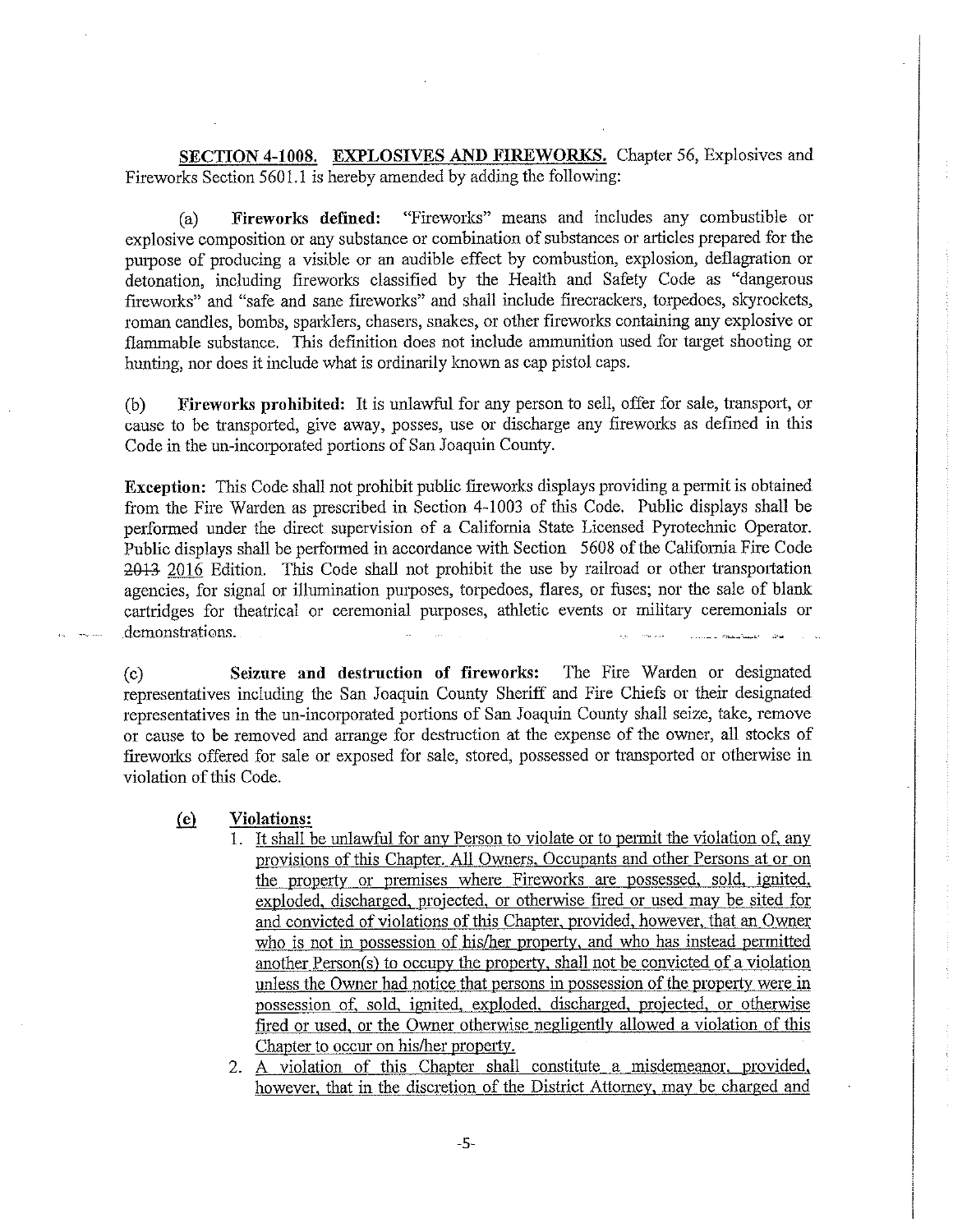**SECTION 4-1008. EXPLOSIVES AND FIREWORKS.** Chapter 56, Explosives and Fireworks Section 5601.1 is hereby amended by adding the following:

(a) **Fireworks defined:** "Fireworks" means and includes any combustible or explosive composition or any substance or combination of substances or articles prepared for the purpose of producing a visible or an audible effect by combustion, explosion, deflagration or detonation, including fireworks classified by the Health and Safety Code as "dangerous fireworks" and "safe and sane fireworks" and shall include firecrackers, torpedoes, skyrockets, roman candles, bombs, sparklers, chasers, snakes, or other fireworks containing any explosive or flammable substance. This definition does not include ammunition used for target shooting or hunting, nor does it include what is ordinarily known as cap pistol caps.

(b) **Fireworks prohibited:** It is unlawful for any person to sell, offer for sale, transport, or cause to be transported, give away, posses, use or discharge any fireworks as defined in this Code in the un-incorporated portions of San Joaquin County.

**Exception:** This Code shall not prohibit public fireworks displays providing a permit is obtained from the Fire Warden as prescribed in Section 4-1003 of this Code. Public displays shall be performed under the direct supervision of a California State Licensed Pyrotechnic Operator. Public displays shall be performed in accordance with Section 5608 of the California Fire Code ~~2013~~ 2016 Edition. This Code shall not prohibit the use by railroad or other transportation agencies, for signal or illumination purposes, torpedoes, flares, or fuses; nor the sale of blank cartridges for theatrical or ceremonial purposes, athletic events or military ceremonials or demonstrations.

(c) **Seizure and destruction of fireworks:** The Fire Warden or designated representatives including the San Joaquin County Sheriff and Fire Chiefs or their designated representatives in the un-incorporated portions of San Joaquin County shall seize, take, remove or cause to be removed and arrange for destruction at the expense of the owner, all stocks of fireworks offered for sale or exposed for sale, stored, possessed or transported or otherwise in violation of this Code.

<u>(e)</u> **<u>Violations:</u>**

1. <u>It shall be unlawful for any Person to violate or to permit the violation of, any provisions of this Chapter. All Owners, Occupants and other Persons at or on the property or premises where Fireworks are possessed, sold, ignited, exploded, discharged, projected, or otherwise fired or used may be sited for and convicted of violations of this Chapter, provided, however, that an Owner who is not in possession of his/her property, and who has instead permitted another Person(s) to occupy the property, shall not be convicted of a violation unless the Owner had notice that persons in possession of the property were in possession of, sold, ignited, exploded, discharged, projected, or otherwise fired or used, or the Owner otherwise negligently allowed a violation of this Chapter to occur on his/her property.</u>
2. <u>A violation of this Chapter shall constitute a misdemeanor, provided, however, that in the discretion of the District Attorney, may be charged and</u>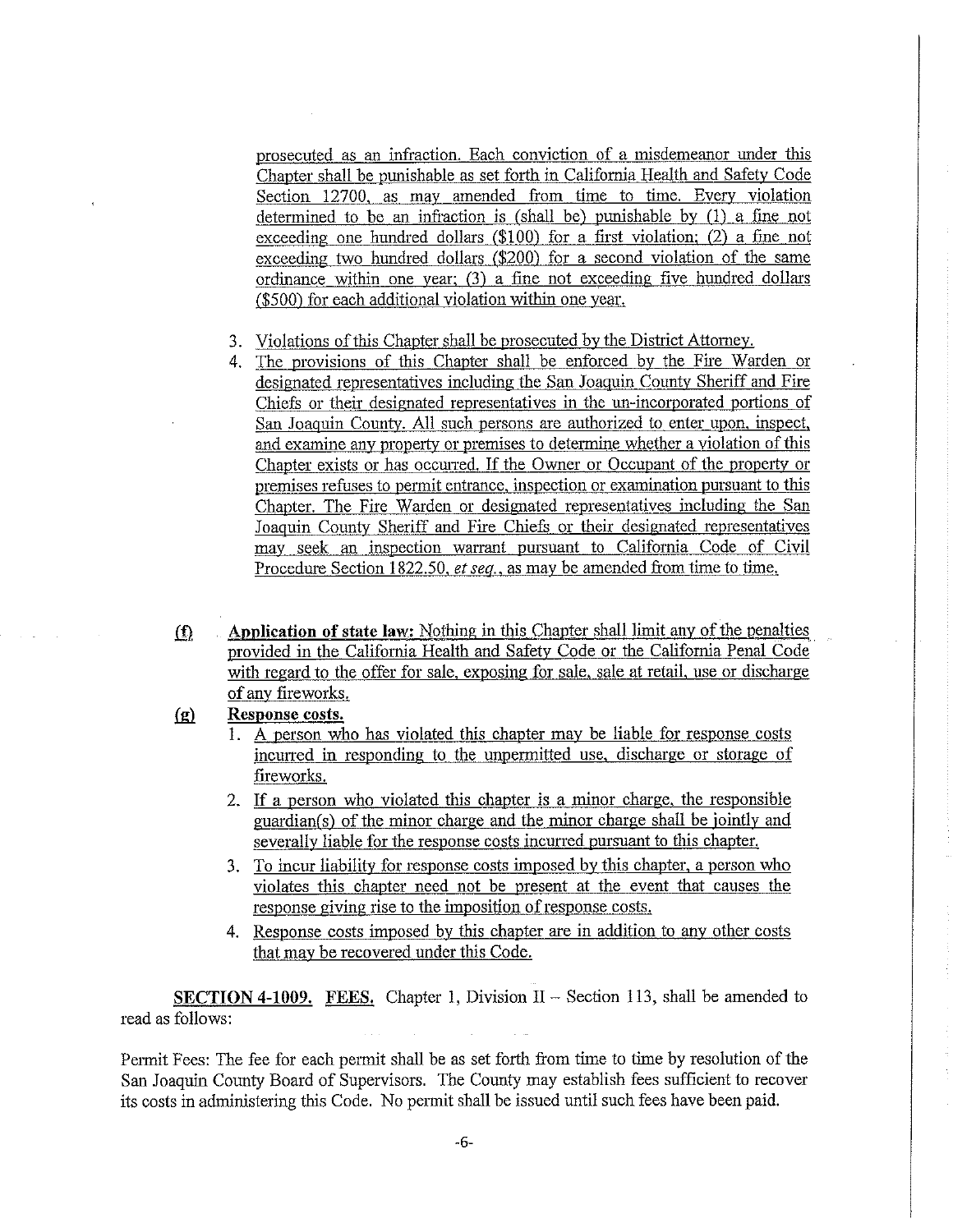prosecuted as an infraction. Each conviction of a misdemeanor under this Chapter shall be punishable as set forth in California Health and Safety Code Section 12700, as may amended from time to time. Every violation determined to be an infraction is (shall be) punishable by (1) a fine not exceeding one hundred dollars ($100) for a first violation; (2) a fine not exceeding two hundred dollars ($200) for a second violation of the same ordinance within one year; (3) a fine not exceeding five hundred dollars ($500) for each additional violation within one year.

3. Violations of this Chapter shall be prosecuted by the District Attorney.
4. The provisions of this Chapter shall be enforced by the Fire Warden or designated representatives including the San Joaquin County Sheriff and Fire Chiefs or their designated representatives in the un-incorporated portions of San Joaquin County. All such persons are authorized to enter upon, inspect, and examine any property or premises to determine whether a violation of this Chapter exists or has occurred. If the Owner or Occupant of the property or premises refuses to permit entrance, inspection or examination pursuant to this Chapter. The Fire Warden or designated representatives including the San Joaquin County Sheriff and Fire Chiefs or their designated representatives may seek an inspection warrant pursuant to California Code of Civil Procedure Section 1822.50, *et seq.*, as may be amended from time to time.

**(f)** **Application of state law:** Nothing in this Chapter shall limit any of the penalties provided in the California Health and Safety Code or the California Penal Code with regard to the offer for sale, exposing for sale, sale at retail, use or discharge of any fireworks.

**(g)** **Response costs.**

1. A person who has violated this chapter may be liable for response costs incurred in responding to the unpermitted use, discharge or storage of fireworks.
2. If a person who violated this chapter is a minor charge, the responsible guardian(s) of the minor charge and the minor charge shall be jointly and severally liable for the response costs incurred pursuant to this chapter.
3. To incur liability for response costs imposed by this chapter, a person who violates this chapter need not be present at the event that causes the response giving rise to the imposition of response costs.
4. Response costs imposed by this chapter are in addition to any other costs that may be recovered under this Code.

**SECTION 4-1009. FEES.** Chapter 1, Division II – Section 113, shall be amended to read as follows:

Permit Fees: The fee for each permit shall be as set forth from time to time by resolution of the San Joaquin County Board of Supervisors. The County may establish fees sufficient to recover its costs in administering this Code. No permit shall be issued until such fees have been paid.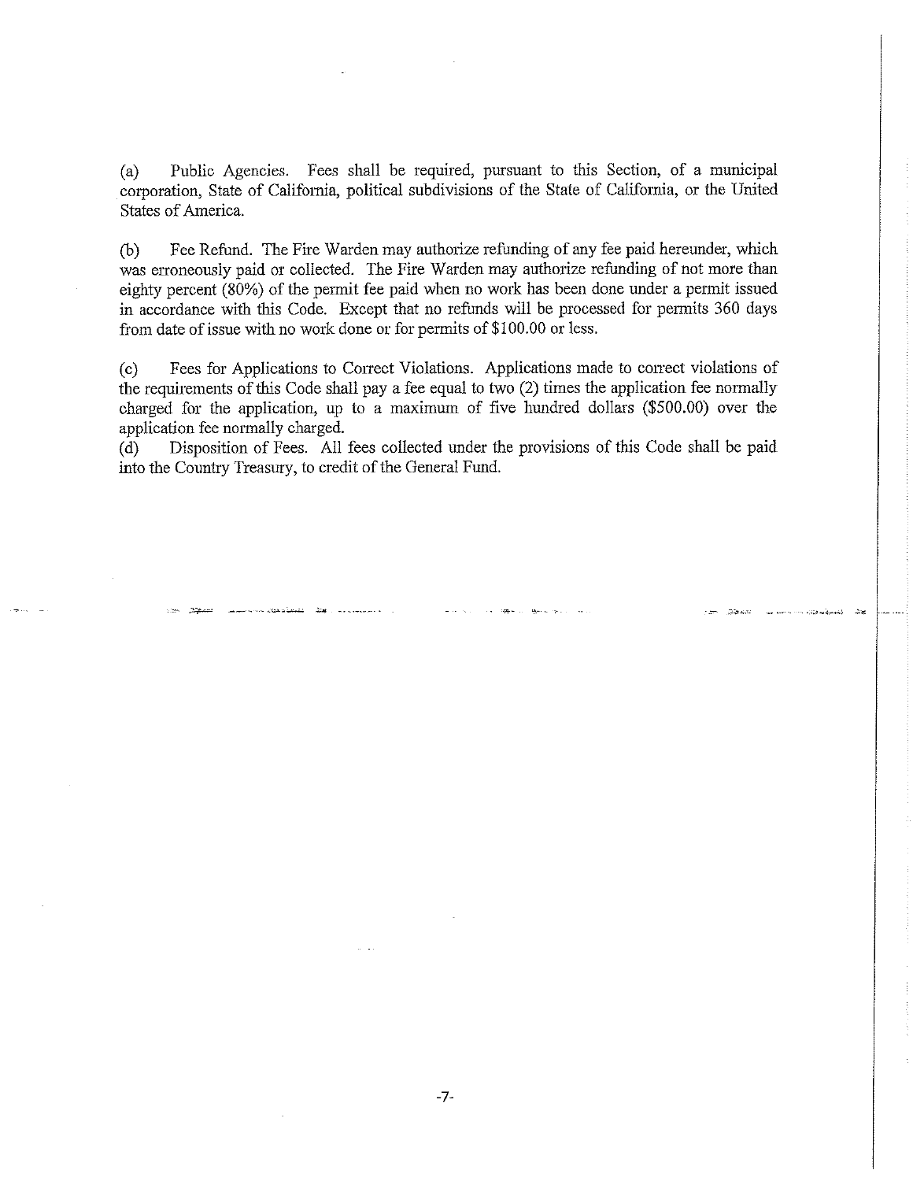(a) Public Agencies. Fees shall be required, pursuant to this Section, of a municipal corporation, State of California, political subdivisions of the State of California, or the United States of America.

(b) Fee Refund. The Fire Warden may authorize refunding of any fee paid hereunder, which was erroneously paid or collected. The Fire Warden may authorize refunding of not more than eighty percent (80%) of the permit fee paid when no work has been done under a permit issued in accordance with this Code. Except that no refunds will be processed for permits 360 days from date of issue with no work done or for permits of $100.00 or less.

(c) Fees for Applications to Correct Violations. Applications made to correct violations of the requirements of this Code shall pay a fee equal to two (2) times the application fee normally charged for the application, up to a maximum of five hundred dollars ($500.00) over the application fee normally charged.

(d) Disposition of Fees. All fees collected under the provisions of this Code shall be paid into the Country Treasury, to credit of the General Fund.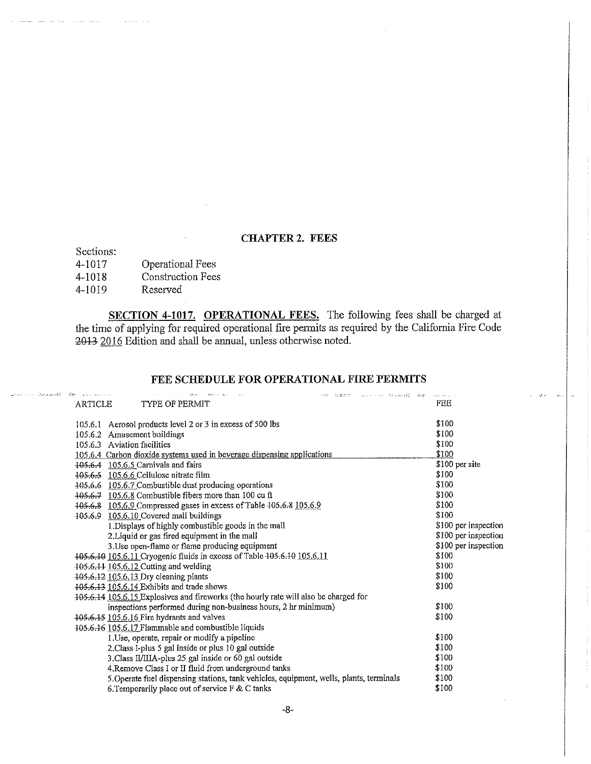## CHAPTER 2. FEES

Sections:

4-1017 Operational Fees
4-1018 Construction Fees
4-1019 Reserved

**SECTION 4-1017. OPERATIONAL FEES.** The following fees shall be charged at the time of applying for required operational fire permits as required by the California Fire Code ~~2013~~ 2016 Edition and shall be annual, unless otherwise noted.

### FEE SCHEDULE FOR OPERATIONAL FIRE PERMITS

| ARTICLE | TYPE OF PERMIT | FEE |
|---|---|---|
| 105.6.1 | Aerosol products level 2 or 3 in excess of 500 lbs | $100 |
| 105.6.2 | Amusement buildings | $100 |
| 105.6.3 | Aviation facilities | $100 |
| 105.6.4 | Carbon dioxide systems used in beverage dispensing applications | $100 |
| ~~105.6.4~~ 105.6.5 | Carnivals and fairs | $100 per site |
| ~~105.6.5~~ 105.6.6 | Cellulose nitrate film | $100 |
| ~~105.6.6~~ 105.6.7 | Combustible dust producing operations | $100 |
| ~~105.6.7~~ 105.6.8 | Combustible fibers more than 100 cu ft | $100 |
| ~~105.6.8~~ 105.6.9 | Compressed gases in excess of Table ~~105.6.8~~ 105.6.9 | $100 |
| ~~105.6.9~~ 105.6.10 | Covered mall buildings | $100 |
| | 1.Displays of highly combustible goods in the mall | $100 per inspection |
| | 2.Liquid or gas fired equipment in the mall | $100 per inspection |
| | 3.Use open-flame or flame producing equipment | $100 per inspection |
| ~~105.6.10~~ 105.6.11 | Cryogenic fluids in excess of Table ~~105.6.10~~ 105.6.11 | $100 |
| ~~105.6.11~~ 105.6.12 | Cutting and welding | $100 |
| ~~105.6.12~~ 105.6.13 | Dry cleaning plants | $100 |
| ~~105.6.13~~ 105.6.14 | Exhibits and trade shows | $100 |
| ~~105.6.14~~ 105.6.15 | Explosives and fireworks (the hourly rate will also be charged for inspections performed during non-business hours, 2 hr minimum) | $100 |
| ~~105.6.15~~ 105.6.16 | Fire hydrants and valves | $100 |
| ~~105.6.16~~ 105.6.17 | Flammable and combustible liquids | |
| | 1.Use, operate, repair or modify a pipeline | $100 |
| | 2.Class I-plus 5 gal inside or plus 10 gal outside | $100 |
| | 3.Class II/IIIA-plus 25 gal inside or 60 gal outside | $100 |
| | 4.Remove Class I or II fluid from underground tanks | $100 |
| | 5.Operate fuel dispensing stations, tank vehicles, equipment, wells, plants, terminals | $100 |
| | 6.Temporarily place out of service F & C tanks | $100 |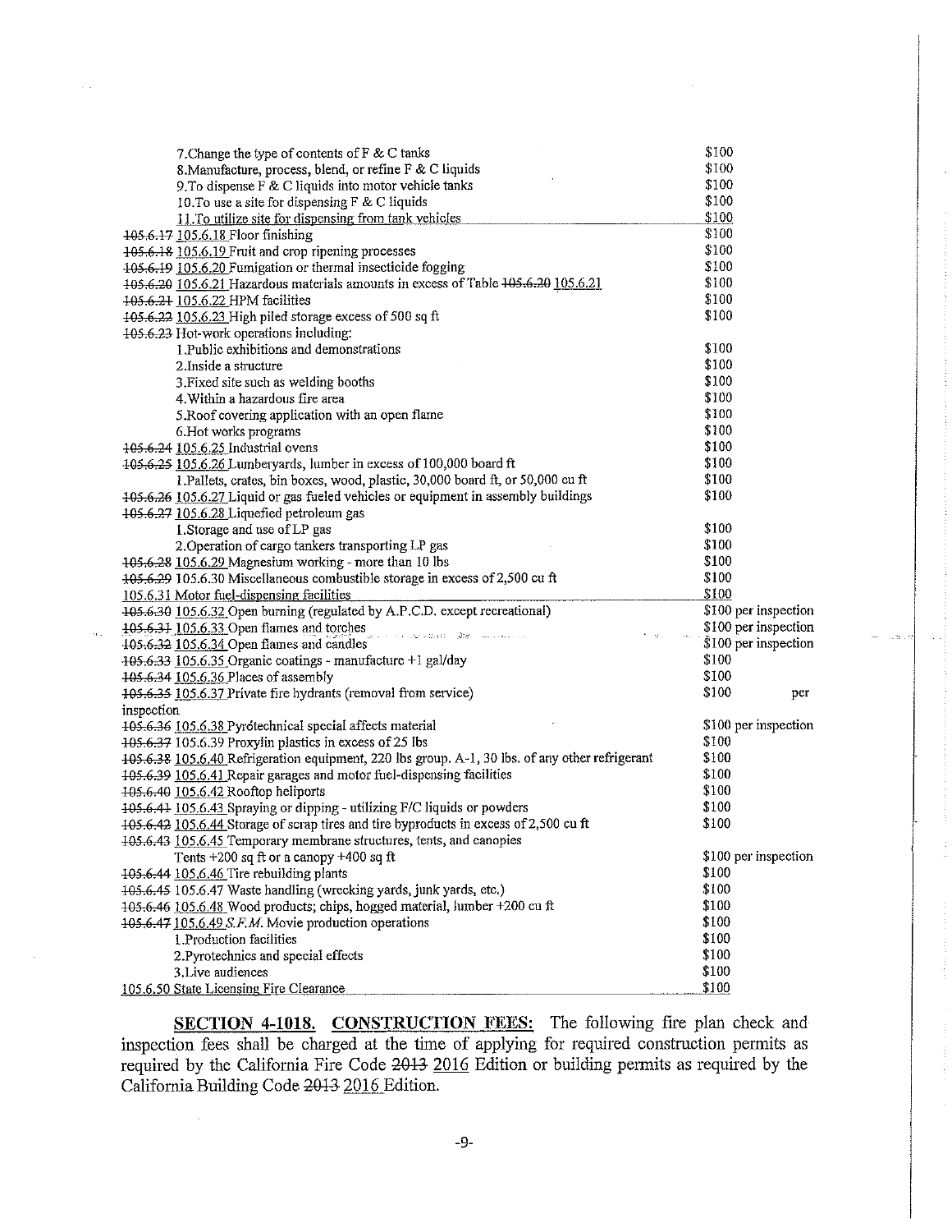| | |
|---|---|
| 7.Change the type of contents of F & C tanks | $100 |
| 8.Manufacture, process, blend, or refine F & C liquids | $100 |
| 9.To dispense F & C liquids into motor vehicle tanks | $100 |
| 10.To use a site for dispensing F & C liquids | $100 |
| 11.To utilize site for dispensing from tank vehicles | $100 |
| ~~105.6.17~~ 105.6.18 Floor finishing | $100 |
| ~~105.6.18~~ 105.6.19 Fruit and crop ripening processes | $100 |
| ~~105.6.19~~ 105.6.20 Fumigation or thermal insecticide fogging | $100 |
| ~~105.6.20~~ 105.6.21 Hazardous materials amounts in excess of Table ~~105.6.20~~ 105.6.21 | $100 |
| ~~105.6.21~~ 105.6.22 HPM facilities | $100 |
| ~~105.6.22~~ 105.6.23 High piled storage excess of 500 sq ft | $100 |
| ~~105.6.23~~ Hot-work operations including: | |
| 1.Public exhibitions and demonstrations | $100 |
| 2.Inside a structure | $100 |
| 3.Fixed site such as welding booths | $100 |
| 4.Within a hazardous fire area | $100 |
| 5.Roof covering application with an open flame | $100 |
| 6.Hot works programs | $100 |
| ~~105.6.24~~ 105.6.25 Industrial ovens | $100 |
| ~~105.6.25~~ 105.6.26 Lumberyards, lumber in excess of 100,000 board ft | $100 |
| 1.Pallets, crates, bin boxes, wood, plastic, 30,000 board ft, or 50,000 cu ft | $100 |
| ~~105.6.26~~ 105.6.27 Liquid or gas fueled vehicles or equipment in assembly buildings | $100 |
| ~~105.6.27~~ 105.6.28 Liquefied petroleum gas | |
| 1.Storage and use of LP gas | $100 |
| 2.Operation of cargo tankers transporting LP gas | $100 |
| ~~105.6.28~~ 105.6.29 Magnesium working - more than 10 lbs | $100 |
| ~~105.6.29~~ 105.6.30 Miscellaneous combustible storage in excess of 2,500 cu ft | $100 |
| 105.6.31 Motor fuel-dispensing facilities | $100 |
| ~~105.6.30~~ 105.6.32 Open burning (regulated by A.P.C.D. except recreational) | $100 per inspection |
| ~~105.6.31~~ 105.6.33 Open flames and torches | $100 per inspection |
| ~~105.6.32~~ 105.6.34 Open flames and candles | $100 per inspection |
| ~~105.6.33~~ 105.6.35 Organic coatings - manufacture +1 gal/day | $100 |
| ~~105.6.34~~ 105.6.36 Places of assembly | $100 |
| ~~105.6.35~~ 105.6.37 Private fire hydrants (removal from service) | $100 per inspection |
| ~~105.6.36~~ 105.6.38 Pyrotechnical special affects material | $100 per inspection |
| ~~105.6.37~~ 105.6.39 Proxylin plastics in excess of 25 lbs | $100 |
| ~~105.6.38~~ 105.6.40 Refrigeration equipment, 220 lbs group. A-1, 30 lbs. of any other refrigerant | $100 |
| ~~105.6.39~~ 105.6.41 Repair garages and motor fuel-dispensing facilities | $100 |
| ~~105.6.40~~ 105.6.42 Rooftop heliports | $100 |
| ~~105.6.41~~ 105.6.43 Spraying or dipping - utilizing F/C liquids or powders | $100 |
| ~~105.6.42~~ 105.6.44 Storage of scrap tires and tire byproducts in excess of 2,500 cu ft | $100 |
| ~~105.6.43~~ 105.6.45 Temporary membrane structures, tents, and canopies | |
| Tents +200 sq ft or a canopy +400 sq ft | $100 per inspection |
| ~~105.6.44~~ 105.6.46 Tire rebuilding plants | $100 |
| ~~105.6.45~~ 105.6.47 Waste handling (wrecking yards, junk yards, etc.) | $100 |
| ~~105.6.46~~ 105.6.48 Wood products; chips, hogged material, lumber +200 cu ft | $100 |
| ~~105.6.47~~ 105.6.49 *S.F.M.* Movie production operations | $100 |
| 1.Production facilities | $100 |
| 2.Pyrotechnics and special effects | $100 |
| 3.Live audiences | $100 |
| 105.6.50 State Licensing Fire Clearance | $100 |

**SECTION 4-1018. CONSTRUCTION FEES:** The following fire plan check and inspection fees shall be charged at the time of applying for required construction permits as required by the California Fire Code ~~2013~~ 2016 Edition or building permits as required by the California Building Code ~~2013~~ 2016 Edition.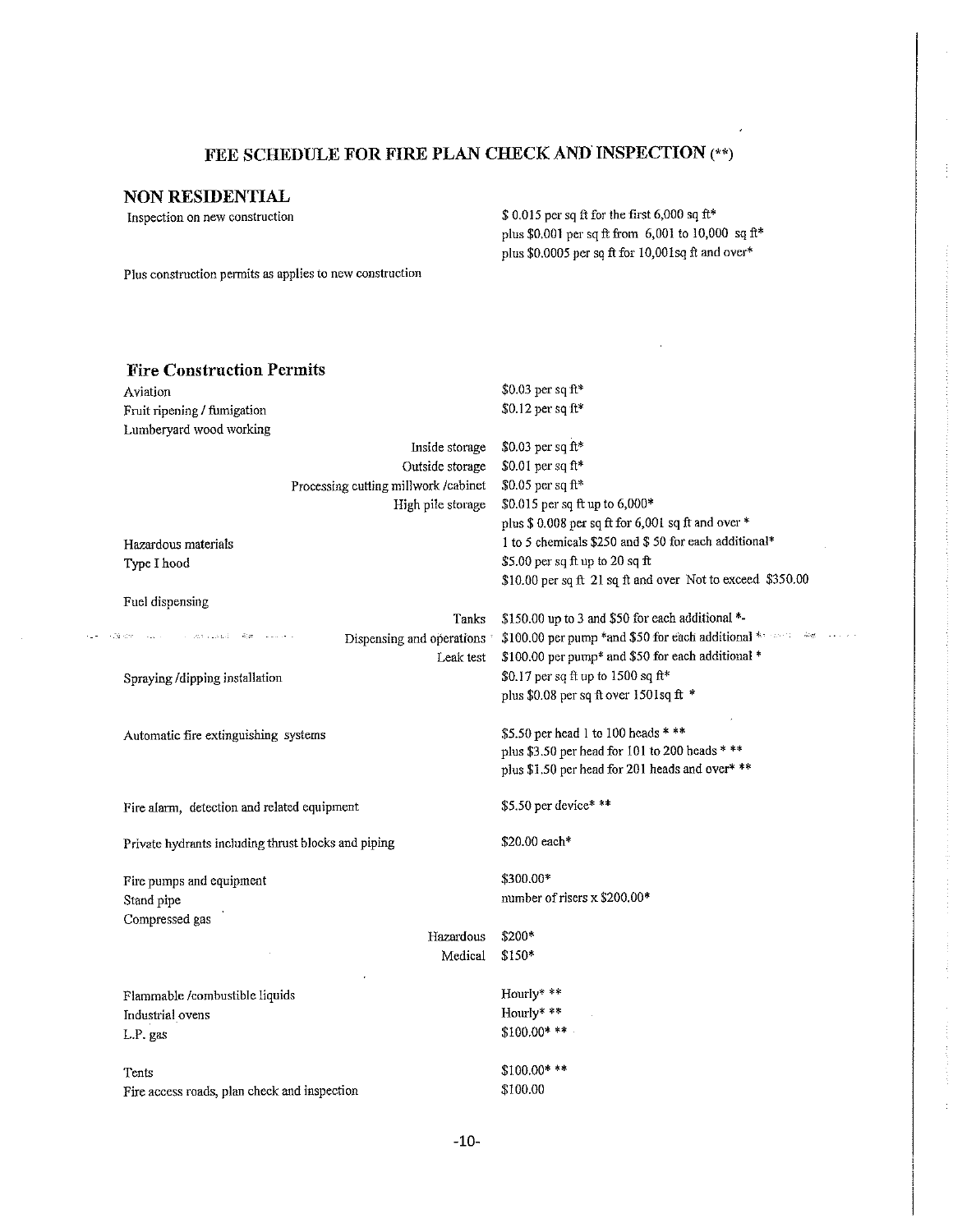## FEE SCHEDULE FOR FIRE PLAN CHECK AND INSPECTION (**)

### NON RESIDENTIAL

| | |
|---|---|
| Inspection on new construction | $ 0.015 per sq ft for the first 6,000 sq ft* |
| | plus $0.001 per sq ft from 6,001 to 10,000 sq ft* |
| | plus $0.0005 per sq ft for 10,001sq ft and over* |

Plus construction permits as applies to new construction

### Fire Construction Permits

| | | |
|---|---|---|
| Aviation | | $0.03 per sq ft* |
| Fruit ripening / fumigation | | $0.12 per sq ft* |
| Lumberyard wood working | | |
| | Inside storage | $0.03 per sq ft* |
| | Outside storage | $0.01 per sq ft* |
| | Processing cutting millwork /cabinet | $0.05 per sq ft* |
| | High pile storage | $0.015 per sq ft up to 6,000* |
| | | plus $ 0.008 per sq ft for 6,001 sq ft and over * |
| Hazardous materials | | 1 to 5 chemicals $250 and $ 50 for each additional* |
| Type I hood | | $5.00 per sq ft up to 20 sq ft |
| | | $10.00 per sq ft 21 sq ft and over Not to exceed $350.00 |
| Fuel dispensing | | |
| | Tanks | $150.00 up to 3 and $50 for each additional *- |
| | Dispensing and operations | $100.00 per pump *and $50 for each additional * |
| | Leak test | $100.00 per pump* and $50 for each additional * |
| Spraying /dipping installation | | $0.17 per sq ft up to 1500 sq ft* |
| | | plus $0.08 per sq ft over 1501sq ft * |
| Automatic fire extinguishing systems | | $5.50 per head 1 to 100 heads * ** |
| | | plus $3.50 per head for 101 to 200 heads * ** |
| | | plus $1.50 per head for 201 heads and over* ** |
| Fire alarm, detection and related equipment | | $5.50 per device* ** |
| Private hydrants including thrust blocks and piping | | $20.00 each* |
| Fire pumps and equipment | | $300.00* |
| Stand pipe | | number of risers x $200.00* |
| Compressed gas | | |
| | Hazardous | $200* |
| | Medical | $150* |
| Flammable /combustible liquids | | Hourly* ** |
| Industrial ovens | | Hourly* ** |
| L.P. gas | | $100.00* ** |
| Tents | | $100.00* ** |
| Fire access roads, plan check and inspection | | $100.00 |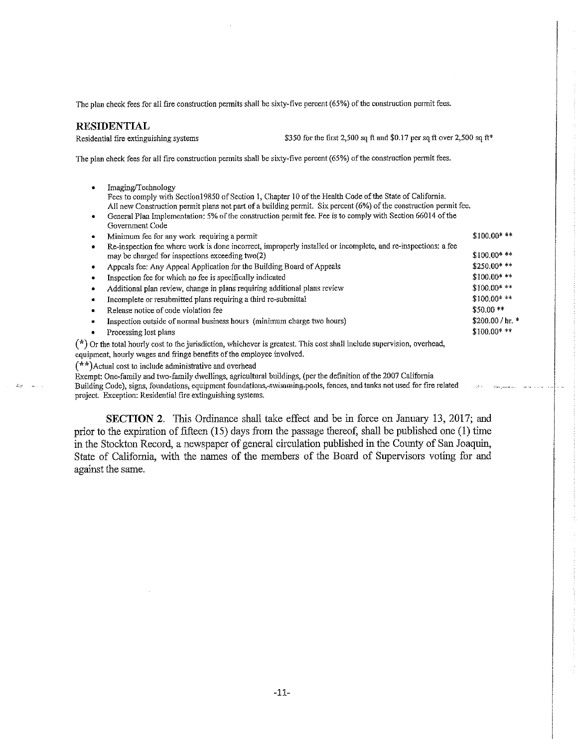The plan check fees for all fire construction permits shall be sixty-five percent (65%) of the construction permit fees.

## RESIDENTIAL

| | |
|---|---|
| Residential fire extinguishing systems | $350 for the first 2,500 sq ft and $0.17 per sq ft over 2,500 sq ft* |

The plan check fees for all fire construction permits shall be sixty-five percent (65%) of the construction permit fees.

- Imaging/Technology
  Fees to comply with Section19850 of Section 1, Chapter 10 of the Health Code of the State of California.
  All new Construction permit plans not part of a building permit. Six percent (6%) of the construction permit fee.
- General Plan Implementation: 5% of the construction permit fee. Fee is to comply with Section 66014 of the Government Code

| | |
|---|---|
| • Minimum fee for any work requiring a permit | $100.00* ** |
| • Re-inspection fee where work is done incorrect, improperly installed or incomplete, and re-inspections: a fee may be charged for inspections exceeding two(2) | $100.00* ** |
| • Appeals fee: Any Appeal Application for the Building Board of Appeals | $250.00* ** |
| • Inspection fee for which no fee is specifically indicated | $100.00* ** |
| • Additional plan review, change in plans requiring additional plans review | $100.00* ** |
| • Incomplete or resubmitted plans requiring a third re-submittal | $100.00* ** |
| • Release notice of code violation fee | $50.00 ** |
| • Inspection outside of normal business hours (minimum charge two hours) | $200.00 / hr. * |
| • Processing lost plans | $100.00* ** |

(*) Or the total hourly cost to the jurisdiction, whichever is greatest. This cost shall include supervision, overhead, equipment, hourly wages and fringe benefits of the employee involved.

(**)Actual cost to include administrative and overhead

Exempt: One-family and two-family dwellings, agricultural buildings, (per the definition of the 2007 California Building Code), signs, foundations, equipment foundations, swimming pools, fences, and tanks not used for fire related project. Exception: Residential fire extinguishing systems.

**SECTION 2.** This Ordinance shall take effect and be in force on January 13, 2017; and prior to the expiration of fifteen (15) days from the passage thereof, shall be published one (1) time in the Stockton Record, a newspaper of general circulation published in the County of San Joaquin, State of California, with the names of the members of the Board of Supervisors voting for and against the same.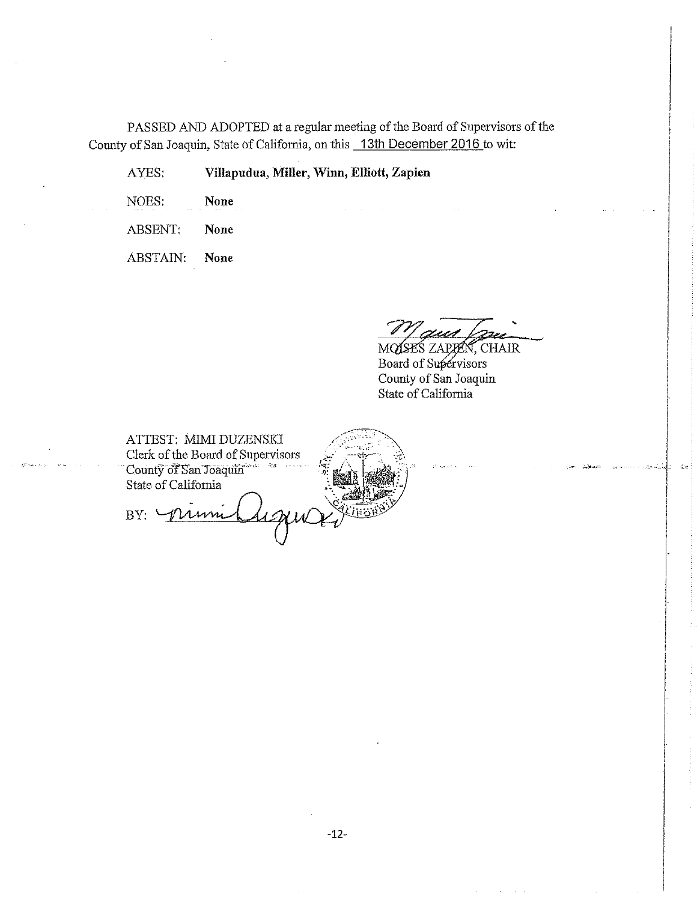PASSED AND ADOPTED at a regular meeting of the Board of Supervisors of the County of San Joaquin, State of California, on this 13th December 2016 to wit:

AYES: **Villapudua, Miller, Winn, Elliott, Zapien**

NOES: **None**

ABSENT: **None**

ABSTAIN: **None**

MOISES ZAPIEN, CHAIR
Board of Supervisors
County of San Joaquin
State of California

ATTEST: MIMI DUZENSKI
Clerk of the Board of Supervisors
County of San Joaquin
State of California

BY: